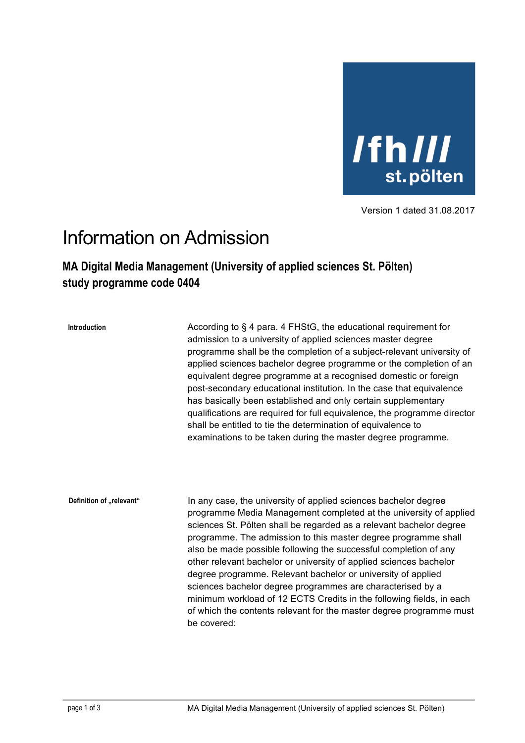Version 1 dated 31.08.2017

# Information on Admission

## MA Digital Media Management (University of applied sciences St. Pölten) study programme code 0404

**Introduction**

According to § 4 para. 4 FHStG, the educational requirement for admission to a university of applied sciences master degree programme shall be the completion of a subject-relevant university of applied sciences bachelor degree programme or the completion of an equivalent degree programme at a recognised domestic or foreign post-secondary educational institution. In the case that equivalence has basically been established and only certain supplementary qualifications are required for full equivalence, the programme director shall be entitled to tie the determination of equivalence to examinations to be taken during the master degree programme.

**Definition of „relevant“**

In any case, the university of applied sciences bachelor degree programme Media Management completed at the university of applied sciences St. Pölten shall be regarded as a relevant bachelor degree programme. The admission to this master degree programme shall also be made possible following the successful completion of any other relevant bachelor or university of applied sciences bachelor degree programme. Relevant bachelor or university of applied sciences bachelor degree programmes are characterised by a minimum workload of 12 ECTS Credits in the following fields, in each of which the contents relevant for the master degree programme must be covered: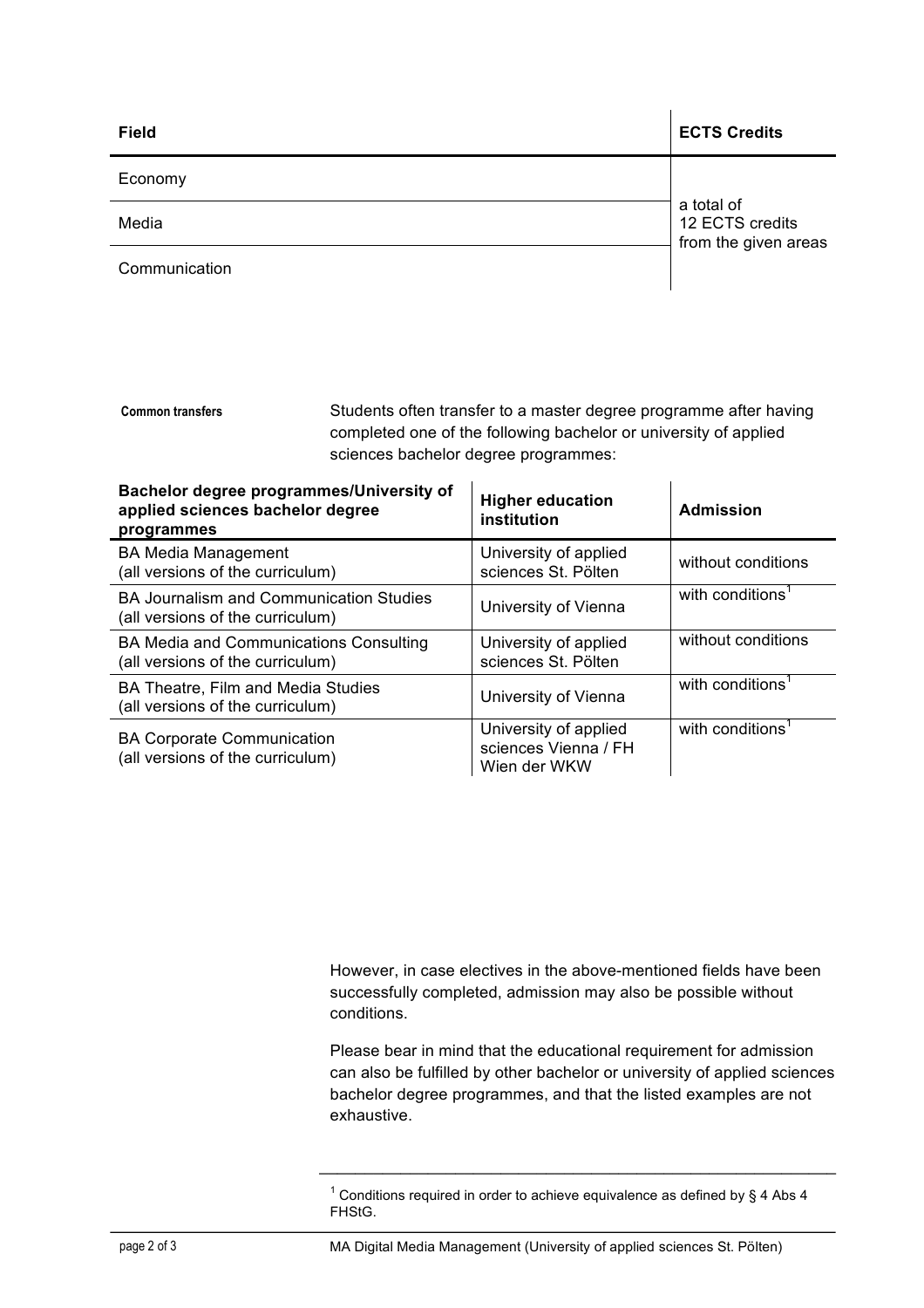| Field | ECTS Credits |
| --- | --- |
| Economy | a total of 12 ECTS credits from the given areas |
| Media | |
| Communication | |

**Common transfers**

Students often transfer to a master degree programme after having completed one of the following bachelor or university of applied sciences bachelor degree programmes:

| Bachelor degree programmes/University of applied sciences bachelor degree programmes | Higher education institution | Admission |
| --- | --- | --- |
| BA Media Management (all versions of the curriculum) | University of applied sciences St. Pölten | without conditions |
| BA Journalism and Communication Studies (all versions of the curriculum) | University of Vienna | with conditions[1] |
| BA Media and Communications Consulting (all versions of the curriculum) | University of applied sciences St. Pölten | without conditions |
| BA Theatre, Film and Media Studies (all versions of the curriculum) | University of Vienna | with conditions[1] |
| BA Corporate Communication (all versions of the curriculum) | University of applied sciences Vienna / FH Wien der WKW | with conditions[1] |

However, in case electives in the above-mentioned fields have been successfully completed, admission may also be possible without conditions.

Please bear in mind that the educational requirement for admission can also be fulfilled by other bachelor or university of applied sciences bachelor degree programmes, and that the listed examples are not exhaustive.

[1] Conditions required in order to achieve equivalence as defined by § 4 Abs 4 FHStG.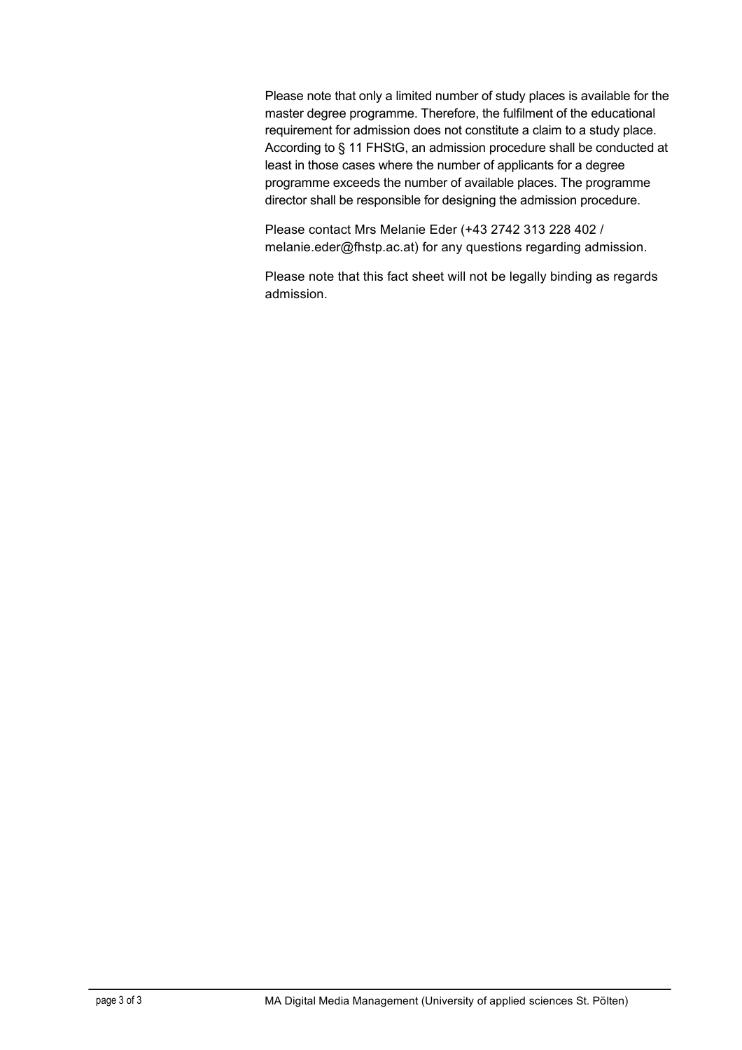Please note that only a limited number of study places is available for the master degree programme. Therefore, the fulfilment of the educational requirement for admission does not constitute a claim to a study place. According to § 11 FHStG, an admission procedure shall be conducted at least in those cases where the number of applicants for a degree programme exceeds the number of available places. The programme director shall be responsible for designing the admission procedure.

Please contact Mrs Melanie Eder (+43 2742 313 228 402 / melanie.eder@fhstp.ac.at) for any questions regarding admission.

Please note that this fact sheet will not be legally binding as regards admission.